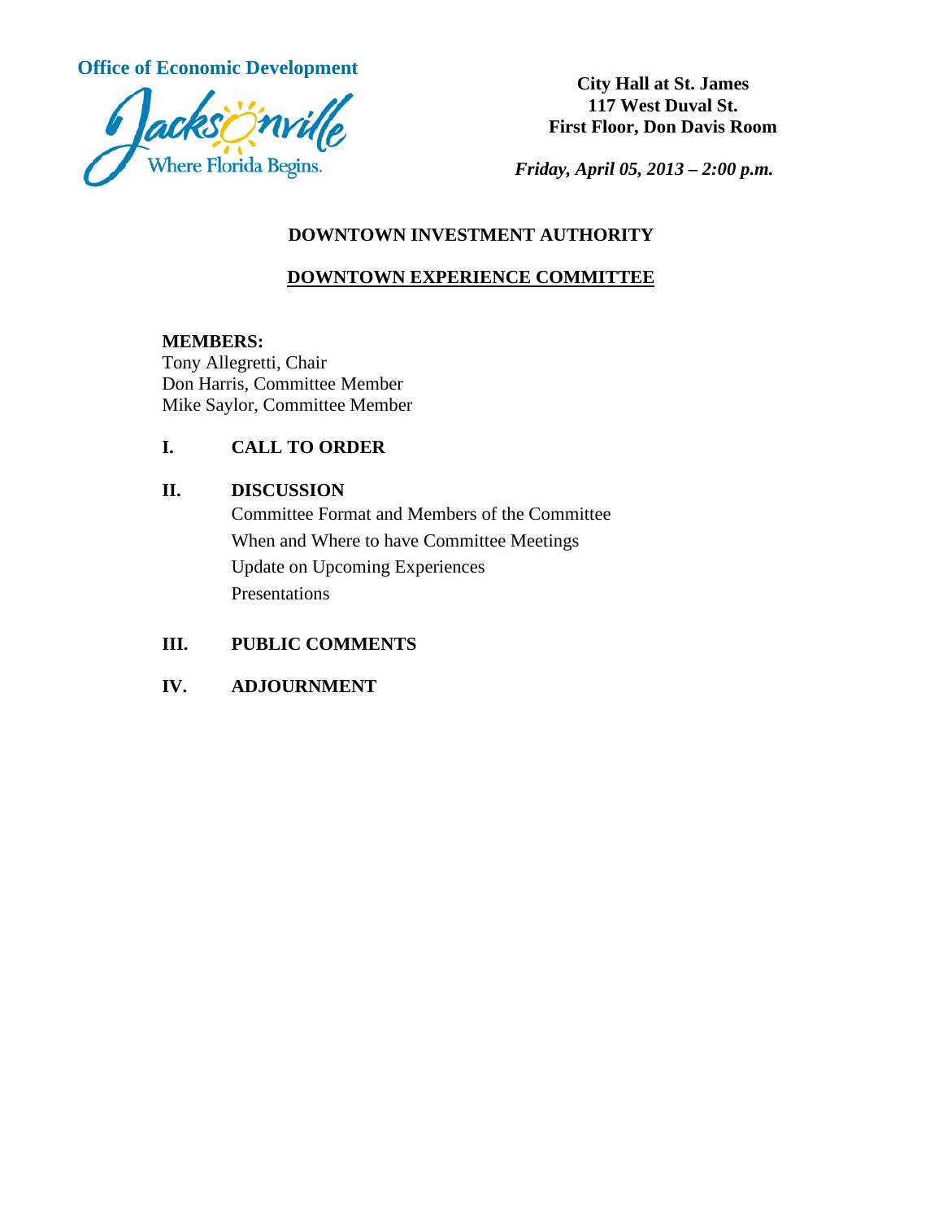**Office of Economic Development**

Jacksonville
Where Florida Begins.

**City Hall at St. James**
**117 West Duval St.**
**First Floor, Don Davis Room**

***Friday, April 05, 2013 – 2:00 p.m.***

## DOWNTOWN INVESTMENT AUTHORITY

## DOWNTOWN EXPERIENCE COMMITTEE

**MEMBERS:**
Tony Allegretti, Chair
Don Harris, Committee Member
Mike Saylor, Committee Member

**I. CALL TO ORDER**

**II. DISCUSSION**

Committee Format and Members of the Committee
When and Where to have Committee Meetings
Update on Upcoming Experiences
Presentations

**III. PUBLIC COMMENTS**

**IV. ADJOURNMENT**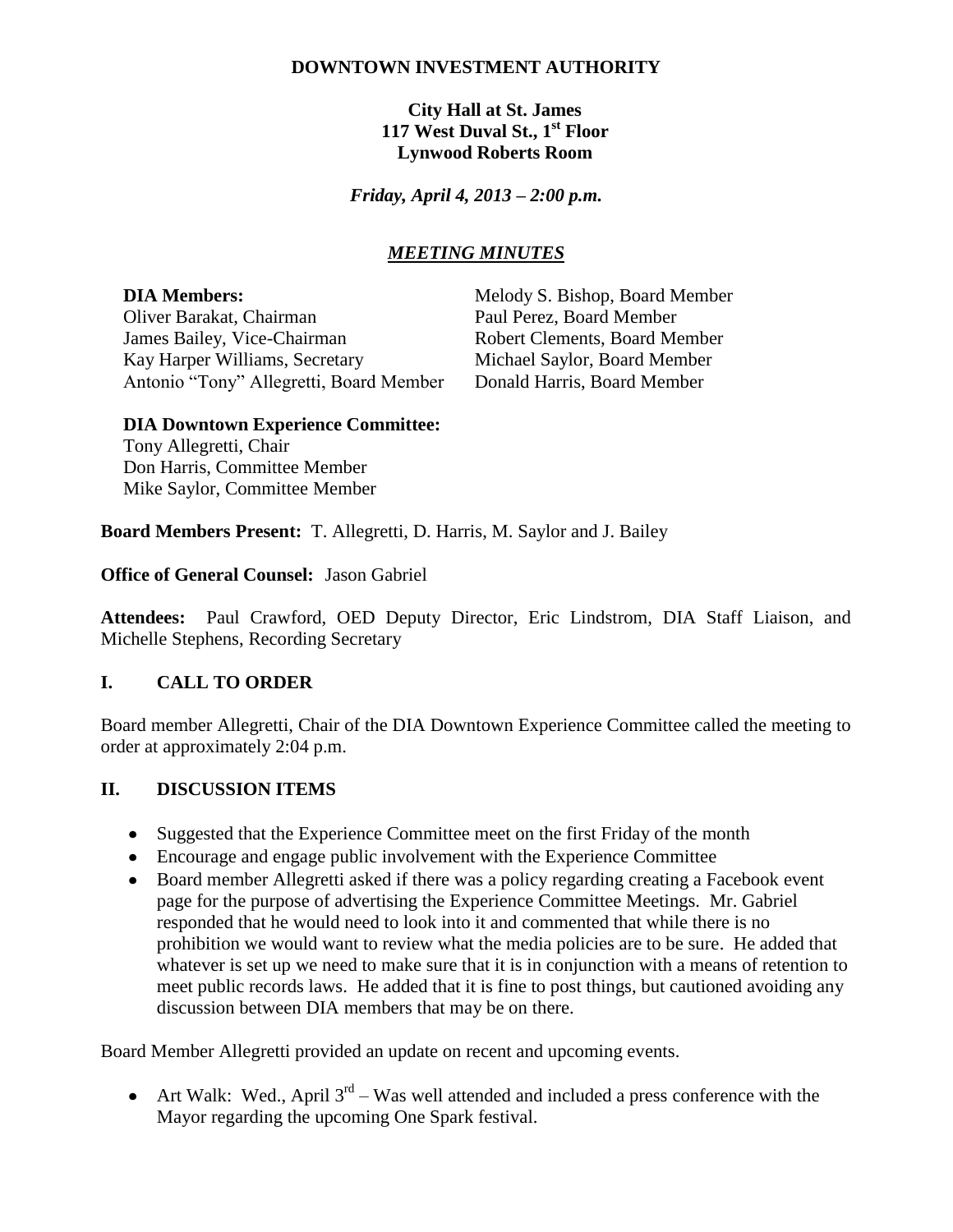**DOWNTOWN INVESTMENT AUTHORITY**

**City Hall at St. James**
**117 West Duval St., 1st Floor**
**Lynwood Roberts Room**

*Friday, April 4, 2013 – 2:00 p.m.*

***MEETING MINUTES***

**DIA Members:**
Oliver Barakat, Chairman
James Bailey, Vice-Chairman
Kay Harper Williams, Secretary
Antonio "Tony" Allegretti, Board Member
Melody S. Bishop, Board Member
Paul Perez, Board Member
Robert Clements, Board Member
Michael Saylor, Board Member
Donald Harris, Board Member

**DIA Downtown Experience Committee:**
Tony Allegretti, Chair
Don Harris, Committee Member
Mike Saylor, Committee Member

**Board Members Present:** T. Allegretti, D. Harris, M. Saylor and J. Bailey

**Office of General Counsel:** Jason Gabriel

**Attendees:** Paul Crawford, OED Deputy Director, Eric Lindstrom, DIA Staff Liaison, and Michelle Stephens, Recording Secretary

## I. CALL TO ORDER

Board member Allegretti, Chair of the DIA Downtown Experience Committee called the meeting to order at approximately 2:04 p.m.

## II. DISCUSSION ITEMS

- Suggested that the Experience Committee meet on the first Friday of the month
- Encourage and engage public involvement with the Experience Committee
- Board member Allegretti asked if there was a policy regarding creating a Facebook event page for the purpose of advertising the Experience Committee Meetings. Mr. Gabriel responded that he would need to look into it and commented that while there is no prohibition we would want to review what the media policies are to be sure. He added that whatever is set up we need to make sure that it is in conjunction with a means of retention to meet public records laws. He added that it is fine to post things, but cautioned avoiding any discussion between DIA members that may be on there.

Board Member Allegretti provided an update on recent and upcoming events.

- Art Walk: Wed., April 3rd – Was well attended and included a press conference with the Mayor regarding the upcoming One Spark festival.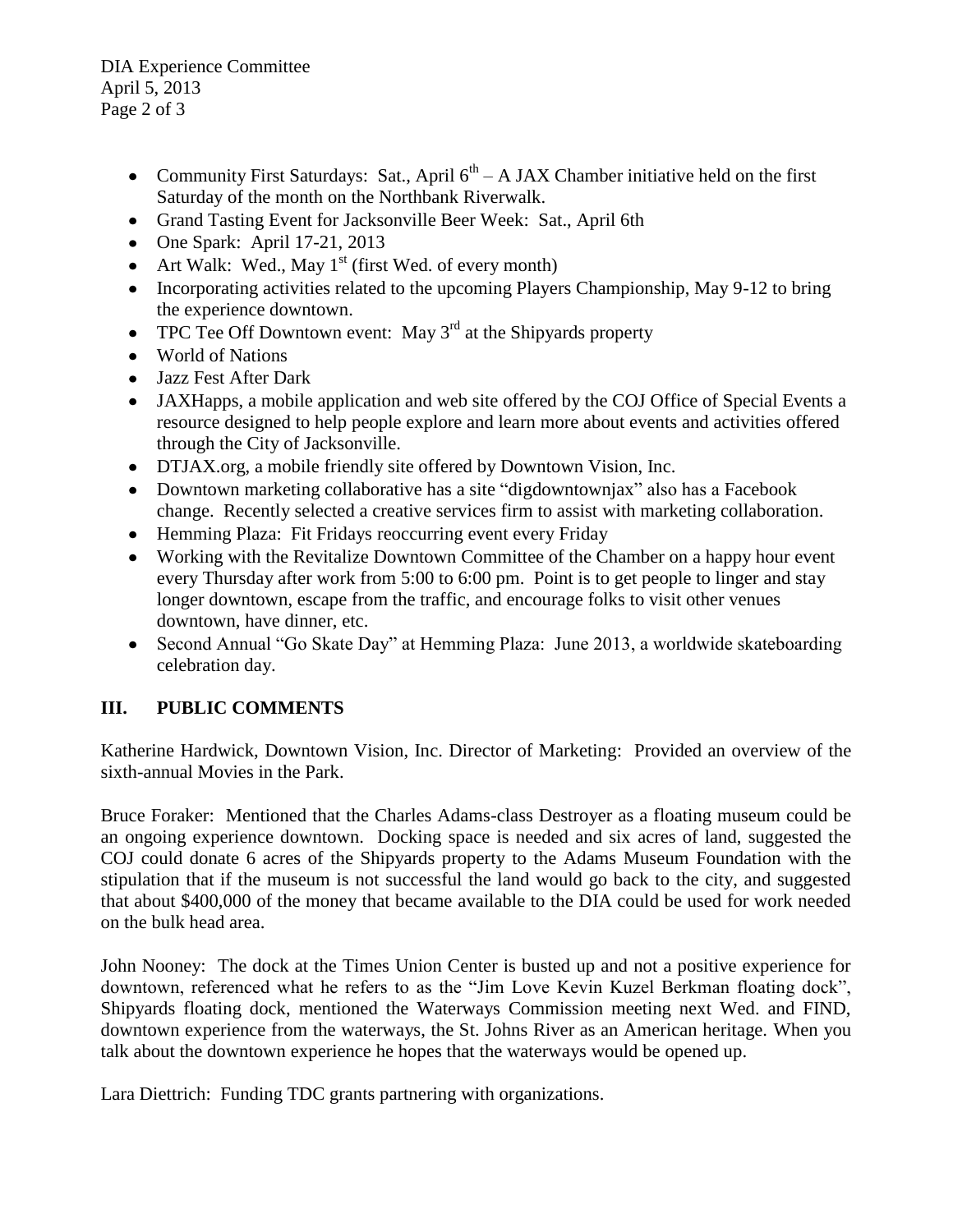- Community First Saturdays: Sat., April 6th – A JAX Chamber initiative held on the first Saturday of the month on the Northbank Riverwalk.
- Grand Tasting Event for Jacksonville Beer Week: Sat., April 6th
- One Spark: April 17-21, 2013
- Art Walk: Wed., May 1st (first Wed. of every month)
- Incorporating activities related to the upcoming Players Championship, May 9-12 to bring the experience downtown.
- TPC Tee Off Downtown event: May 3rd at the Shipyards property
- World of Nations
- Jazz Fest After Dark
- JAXHapps, a mobile application and web site offered by the COJ Office of Special Events a resource designed to help people explore and learn more about events and activities offered through the City of Jacksonville.
- DTJAX.org, a mobile friendly site offered by Downtown Vision, Inc.
- Downtown marketing collaborative has a site "digdowntownjax" also has a Facebook change. Recently selected a creative services firm to assist with marketing collaboration.
- Hemming Plaza: Fit Fridays reoccurring event every Friday
- Working with the Revitalize Downtown Committee of the Chamber on a happy hour event every Thursday after work from 5:00 to 6:00 pm. Point is to get people to linger and stay longer downtown, escape from the traffic, and encourage folks to visit other venues downtown, have dinner, etc.
- Second Annual "Go Skate Day" at Hemming Plaza: June 2013, a worldwide skateboarding celebration day.

## III. PUBLIC COMMENTS

Katherine Hardwick, Downtown Vision, Inc. Director of Marketing: Provided an overview of the sixth-annual Movies in the Park.

Bruce Foraker: Mentioned that the Charles Adams-class Destroyer as a floating museum could be an ongoing experience downtown. Docking space is needed and six acres of land, suggested the COJ could donate 6 acres of the Shipyards property to the Adams Museum Foundation with the stipulation that if the museum is not successful the land would go back to the city, and suggested that about $400,000 of the money that became available to the DIA could be used for work needed on the bulk head area.

John Nooney: The dock at the Times Union Center is busted up and not a positive experience for downtown, referenced what he refers to as the "Jim Love Kevin Kuzel Berkman floating dock", Shipyards floating dock, mentioned the Waterways Commission meeting next Wed. and FIND, downtown experience from the waterways, the St. Johns River as an American heritage. When you talk about the downtown experience he hopes that the waterways would be opened up.

Lara Diettrich: Funding TDC grants partnering with organizations.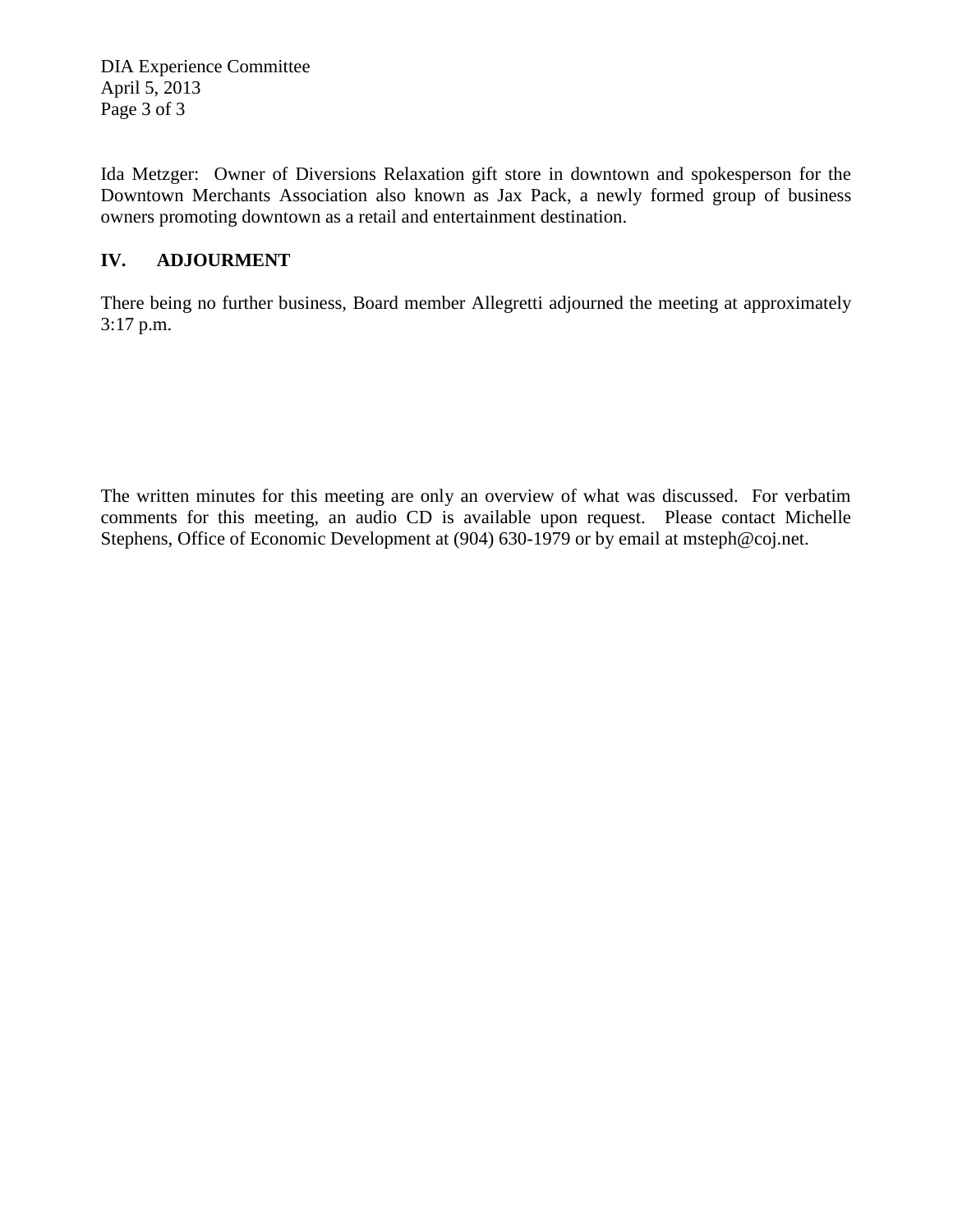Ida Metzger: Owner of Diversions Relaxation gift store in downtown and spokesperson for the Downtown Merchants Association also known as Jax Pack, a newly formed group of business owners promoting downtown as a retail and entertainment destination.

## IV. ADJOURMENT

There being no further business, Board member Allegretti adjourned the meeting at approximately 3:17 p.m.

The written minutes for this meeting are only an overview of what was discussed. For verbatim comments for this meeting, an audio CD is available upon request. Please contact Michelle Stephens, Office of Economic Development at (904) 630-1979 or by email at msteph@coj.net.